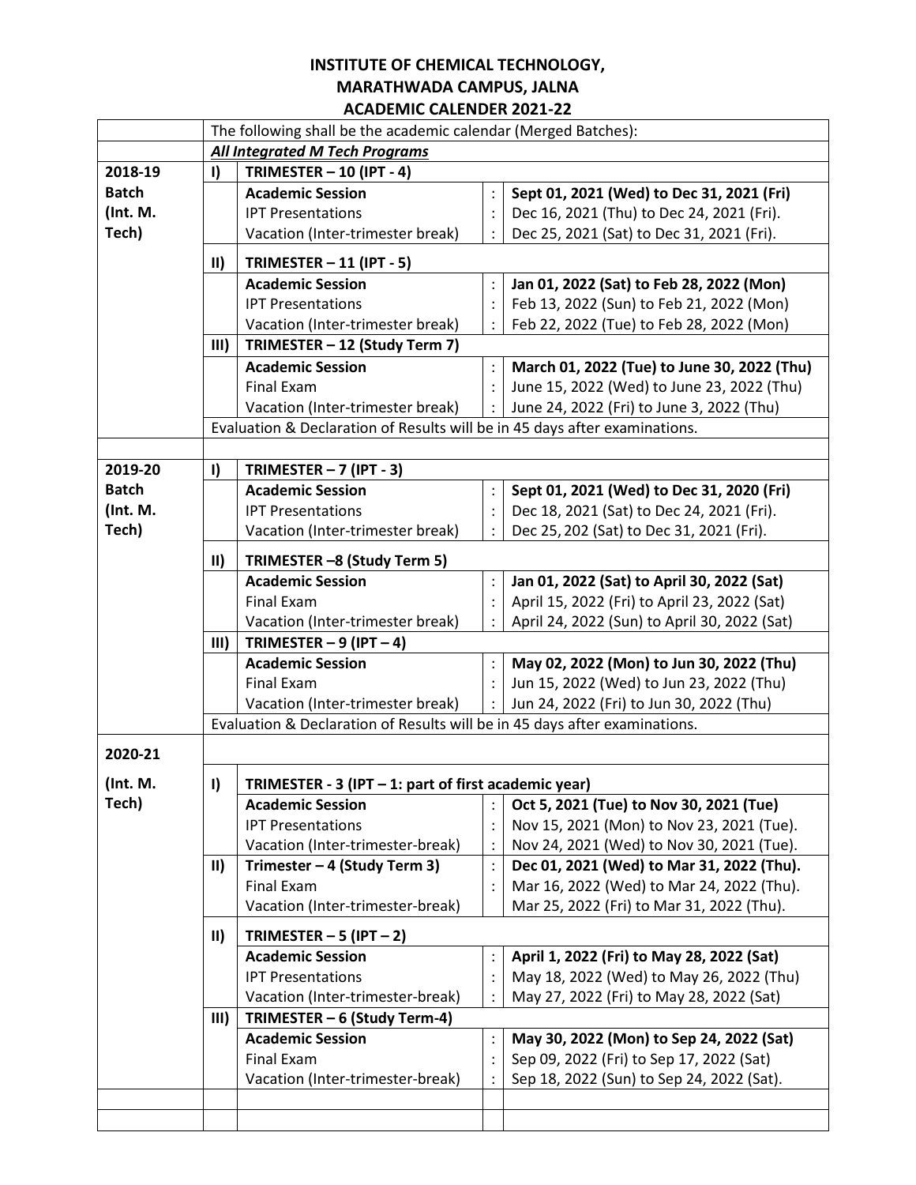# INSTITUTE OF CHEMICAL TECHNOLOGY, MARATHWADA CAMPUS, JALNA

## ACADEMIC CALENDER 2021-22

| | | | | |
|---|---|---|---|---|
| | The following shall be the academic calendar (Merged Batches): | | | |
| | ***All Integrated M Tech Programs*** | | | |
| **2018-19 Batch (Int. M. Tech)** | **I)** | **TRIMESTER – 10 (IPT - 4)** | | |
| | | **Academic Session** | : | **Sept 01, 2021 (Wed) to Dec 31, 2021 (Fri)** |
| | | IPT Presentations | : | Dec 16, 2021 (Thu) to Dec 24, 2021 (Fri). |
| | | Vacation (Inter-trimester break) | : | Dec 25, 2021 (Sat) to Dec 31, 2021 (Fri). |
| | **II)** | **TRIMESTER – 11 (IPT - 5)** | | |
| | | **Academic Session** | : | **Jan 01, 2022 (Sat) to Feb 28, 2022 (Mon)** |
| | | IPT Presentations | : | Feb 13, 2022 (Sun) to Feb 21, 2022 (Mon) |
| | | Vacation (Inter-trimester break) | : | Feb 22, 2022 (Tue) to Feb 28, 2022 (Mon) |
| | **III)** | **TRIMESTER – 12 (Study Term 7)** | | |
| | | **Academic Session** | : | **March 01, 2022 (Tue) to June 30, 2022 (Thu)** |
| | | Final Exam | : | June 15, 2022 (Wed) to June 23, 2022 (Thu) |
| | | Vacation (Inter-trimester break) | : | June 24, 2022 (Fri) to June 3, 2022 (Thu) |
| | Evaluation & Declaration of Results will be in 45 days after examinations. | | | |
| | | | | |
| **2019-20 Batch (Int. M. Tech)** | **I)** | **TRIMESTER – 7 (IPT - 3)** | | |
| | | **Academic Session** | : | **Sept 01, 2021 (Wed) to Dec 31, 2020 (Fri)** |
| | | IPT Presentations | : | Dec 18, 2021 (Sat) to Dec 24, 2021 (Fri). |
| | | Vacation (Inter-trimester break) | : | Dec 25, 202 (Sat) to Dec 31, 2021 (Fri). |
| | **II)** | **TRIMESTER –8 (Study Term 5)** | | |
| | | **Academic Session** | : | **Jan 01, 2022 (Sat) to April 30, 2022 (Sat)** |
| | | Final Exam | : | April 15, 2022 (Fri) to April 23, 2022 (Sat) |
| | | Vacation (Inter-trimester break) | : | April 24, 2022 (Sun) to April 30, 2022 (Sat) |
| | **III)** | **TRIMESTER – 9 (IPT – 4)** | | |
| | | **Academic Session** | : | **May 02, 2022 (Mon) to Jun 30, 2022 (Thu)** |
| | | Final Exam | : | Jun 15, 2022 (Wed) to Jun 23, 2022 (Thu) |
| | | Vacation (Inter-trimester break) | : | Jun 24, 2022 (Fri) to Jun 30, 2022 (Thu) |
| | Evaluation & Declaration of Results will be in 45 days after examinations. | | | |
| **2020-21** | | | | |
| **(Int. M. Tech)** | **I)** | **TRIMESTER - 3 (IPT – 1: part of first academic year)** | | |
| | | **Academic Session** | : | **Oct 5, 2021 (Tue) to Nov 30, 2021 (Tue)** |
| | | IPT Presentations | : | Nov 15, 2021 (Mon) to Nov 23, 2021 (Tue). |
| | | Vacation (Inter-trimester-break) | : | Nov 24, 2021 (Wed) to Nov 30, 2021 (Tue). |
| | **II)** | **Trimester – 4 (Study Term 3)** | : | **Dec 01, 2021 (Wed) to Mar 31, 2022 (Thu).** |
| | | Final Exam | : | Mar 16, 2022 (Wed) to Mar 24, 2022 (Thu). |
| | | Vacation (Inter-trimester-break) | | Mar 25, 2022 (Fri) to Mar 31, 2022 (Thu). |
| | **II)** | **TRIMESTER – 5 (IPT – 2)** | | |
| | | **Academic Session** | : | **April 1, 2022 (Fri) to May 28, 2022 (Sat)** |
| | | IPT Presentations | : | May 18, 2022 (Wed) to May 26, 2022 (Thu) |
| | | Vacation (Inter-trimester-break) | : | May 27, 2022 (Fri) to May 28, 2022 (Sat) |
| | **III)** | **TRIMESTER – 6 (Study Term-4)** | | |
| | | **Academic Session** | : | **May 30, 2022 (Mon) to Sep 24, 2022 (Sat)** |
| | | Final Exam | : | Sep 09, 2022 (Fri) to Sep 17, 2022 (Sat) |
| | | Vacation (Inter-trimester-break) | : | Sep 18, 2022 (Sun) to Sep 24, 2022 (Sat). |
| | | | | |
| | | | | |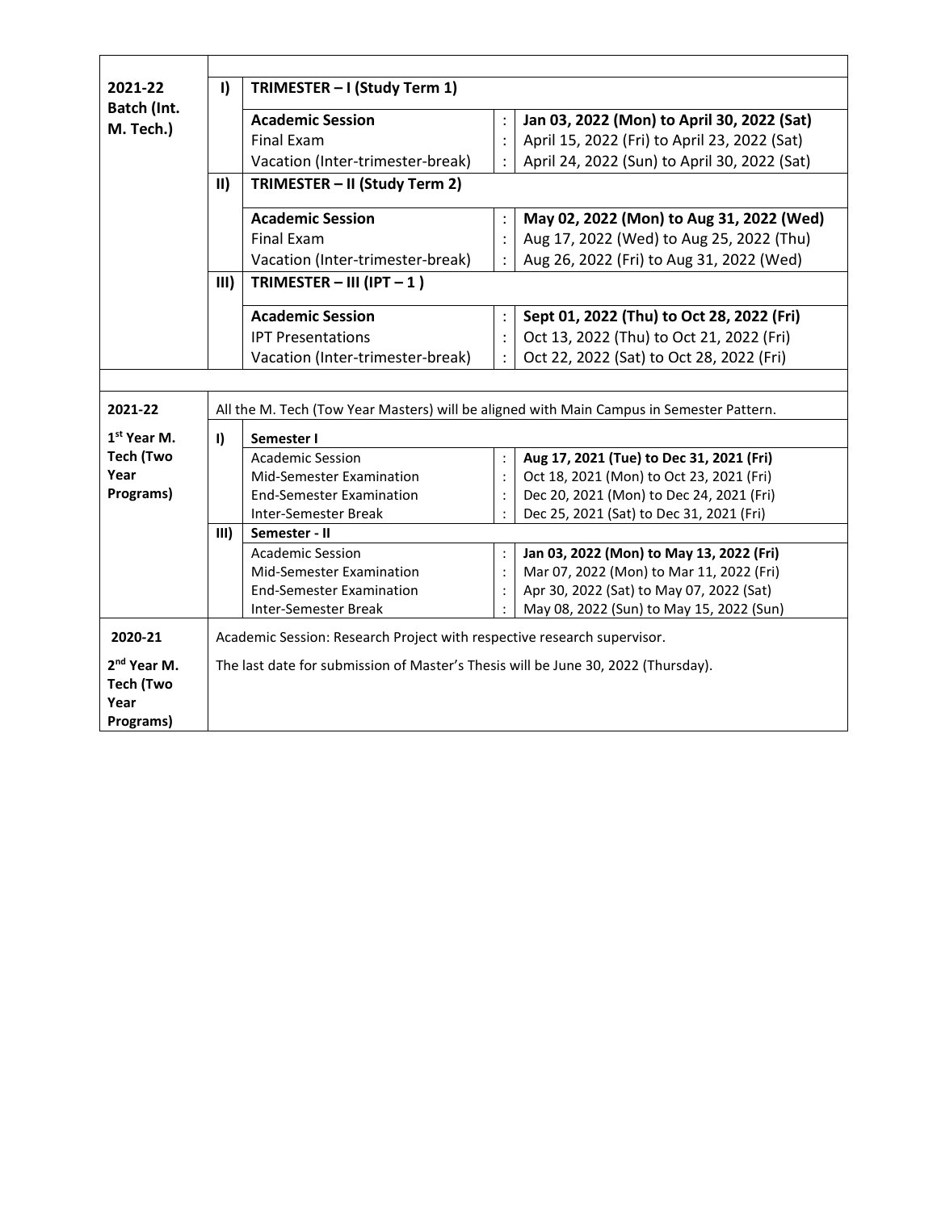| | | | | |
|---|---|---|---|---|
| **2021-22 Batch (Int. M. Tech.)** | **I)** | **TRIMESTER – I (Study Term 1)** | | |
| | | **Academic Session** | : | **Jan 03, 2022 (Mon) to April 30, 2022 (Sat)** |
| | | Final Exam | : | April 15, 2022 (Fri) to April 23, 2022 (Sat) |
| | | Vacation (Inter-trimester-break) | : | April 24, 2022 (Sun) to April 30, 2022 (Sat) |
| | **II)** | **TRIMESTER – II (Study Term 2)** | | |
| | | **Academic Session** | : | **May 02, 2022 (Mon) to Aug 31, 2022 (Wed)** |
| | | Final Exam | : | Aug 17, 2022 (Wed) to Aug 25, 2022 (Thu) |
| | | Vacation (Inter-trimester-break) | : | Aug 26, 2022 (Fri) to Aug 31, 2022 (Wed) |
| | **III)** | **TRIMESTER – III (IPT – 1 )** | | |
| | | **Academic Session** | : | **Sept 01, 2022 (Thu) to Oct 28, 2022 (Fri)** |
| | | IPT Presentations | : | Oct 13, 2022 (Thu) to Oct 21, 2022 (Fri) |
| | | Vacation (Inter-trimester-break) | : | Oct 22, 2022 (Sat) to Oct 28, 2022 (Fri) |

| | | | | |
|---|---|---|---|---|
| **2021-22** | All the M. Tech (Tow Year Masters) will be aligned with Main Campus in Semester Pattern. | | | |
| **1st Year M. Tech (Two Year Programs)** | **I)** | **Semester I** | | |
| | | Academic Session | : | **Aug 17, 2021 (Tue) to Dec 31, 2021 (Fri)** |
| | | Mid-Semester Examination | : | Oct 18, 2021 (Mon) to Oct 23, 2021 (Fri) |
| | | End-Semester Examination | : | Dec 20, 2021 (Mon) to Dec 24, 2021 (Fri) |
| | | Inter-Semester Break | : | Dec 25, 2021 (Sat) to Dec 31, 2021 (Fri) |
| | **III)** | **Semester - II** | | |
| | | Academic Session | : | **Jan 03, 2022 (Mon) to May 13, 2022 (Fri)** |
| | | Mid-Semester Examination | : | Mar 07, 2022 (Mon) to Mar 11, 2022 (Fri) |
| | | End-Semester Examination | : | Apr 30, 2022 (Sat) to May 07, 2022 (Sat) |
| | | Inter-Semester Break | : | May 08, 2022 (Sun) to May 15, 2022 (Sun) |
| **2020-21** | Academic Session: Research Project with respective research supervisor. | | | |
| **2nd Year M. Tech (Two Year Programs)** | The last date for submission of Master's Thesis will be June 30, 2022 (Thursday). | | | |